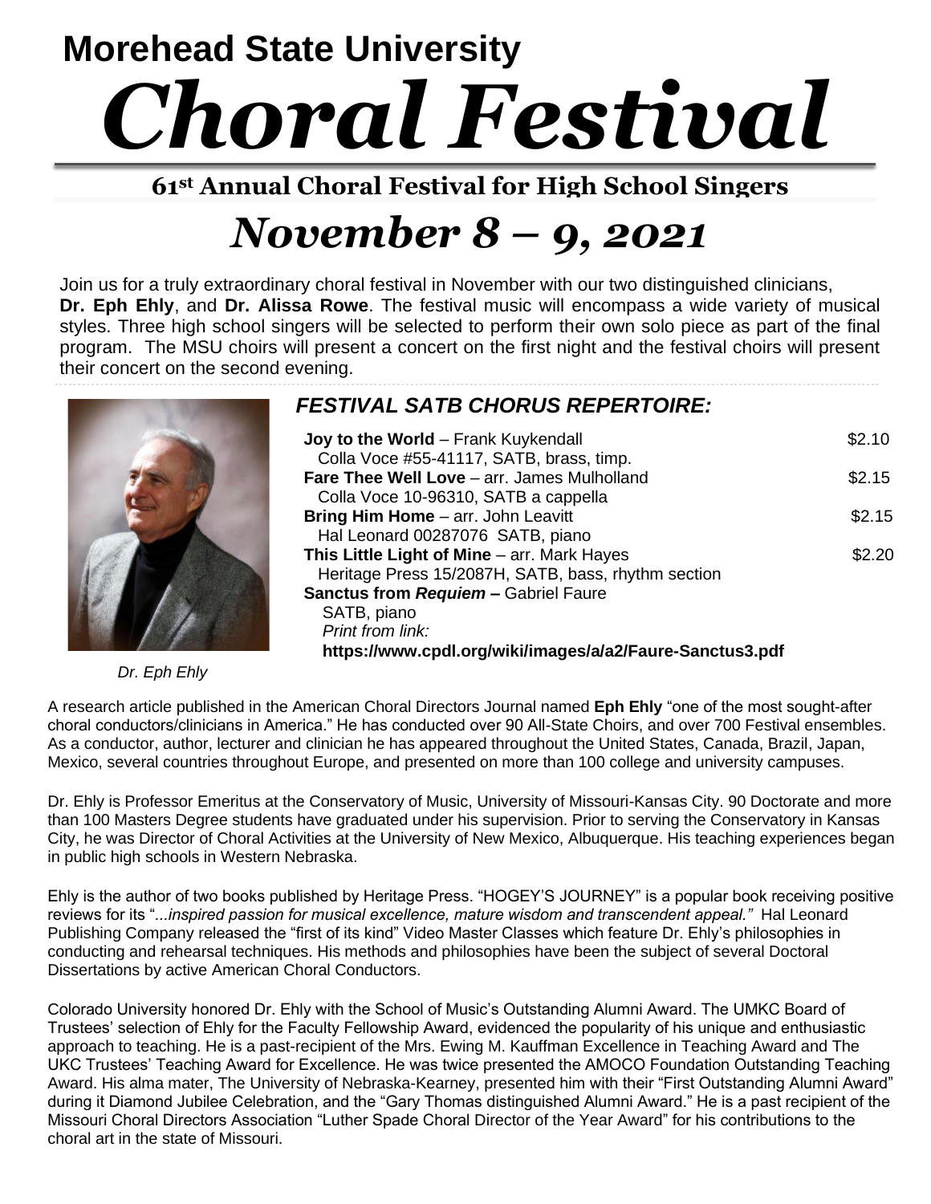## Morehead State University

# *Choral Festival*

### 61st Annual Choral Festival for High School Singers

## *November 8 – 9, 2021*

Join us for a truly extraordinary choral festival in November with our two distinguished clinicians, **Dr. Eph Ehly**, and **Dr. Alissa Rowe**. The festival music will encompass a wide variety of musical styles. Three high school singers will be selected to perform their own solo piece as part of the final program. The MSU choirs will present a concert on the first night and the festival choirs will present their concert on the second evening.

*Dr. Eph Ehly*

### *FESTIVAL SATB CHORUS REPERTOIRE:*

| | |
|---|---|
| **Joy to the World** – Frank Kuykendall<br>Colla Voce #55-41117, SATB, brass, timp. | $2.10 |
| **Fare Thee Well Love** – arr. James Mulholland<br>Colla Voce 10-96310, SATB a cappella | $2.15 |
| **Bring Him Home** – arr. John Leavitt<br>Hal Leonard 00287076 SATB, piano | $2.15 |
| **This Little Light of Mine** – arr. Mark Hayes<br>Heritage Press 15/2087H, SATB, bass, rhythm section | $2.20 |
| **Sanctus from *Requiem* –** Gabriel Faure<br>SATB, piano<br>*Print from link:*<br>**https://www.cpdl.org/wiki/images/a/a2/Faure-Sanctus3.pdf** | |

A research article published in the American Choral Directors Journal named **Eph Ehly** "one of the most sought-after choral conductors/clinicians in America." He has conducted over 90 All-State Choirs, and over 700 Festival ensembles. As a conductor, author, lecturer and clinician he has appeared throughout the United States, Canada, Brazil, Japan, Mexico, several countries throughout Europe, and presented on more than 100 college and university campuses.

Dr. Ehly is Professor Emeritus at the Conservatory of Music, University of Missouri-Kansas City. 90 Doctorate and more than 100 Masters Degree students have graduated under his supervision. Prior to serving the Conservatory in Kansas City, he was Director of Choral Activities at the University of New Mexico, Albuquerque. His teaching experiences began in public high schools in Western Nebraska.

Ehly is the author of two books published by Heritage Press. "HOGEY'S JOURNEY" is a popular book receiving positive reviews for its "*...inspired passion for musical excellence, mature wisdom and transcendent appeal."* Hal Leonard Publishing Company released the "first of its kind" Video Master Classes which feature Dr. Ehly's philosophies in conducting and rehearsal techniques. His methods and philosophies have been the subject of several Doctoral Dissertations by active American Choral Conductors.

Colorado University honored Dr. Ehly with the School of Music's Outstanding Alumni Award. The UMKC Board of Trustees' selection of Ehly for the Faculty Fellowship Award, evidenced the popularity of his unique and enthusiastic approach to teaching. He is a past-recipient of the Mrs. Ewing M. Kauffman Excellence in Teaching Award and The UKC Trustees' Teaching Award for Excellence. He was twice presented the AMOCO Foundation Outstanding Teaching Award. His alma mater, The University of Nebraska-Kearney, presented him with their "First Outstanding Alumni Award" during it Diamond Jubilee Celebration, and the "Gary Thomas distinguished Alumni Award." He is a past recipient of the Missouri Choral Directors Association "Luther Spade Choral Director of the Year Award" for his contributions to the choral art in the state of Missouri.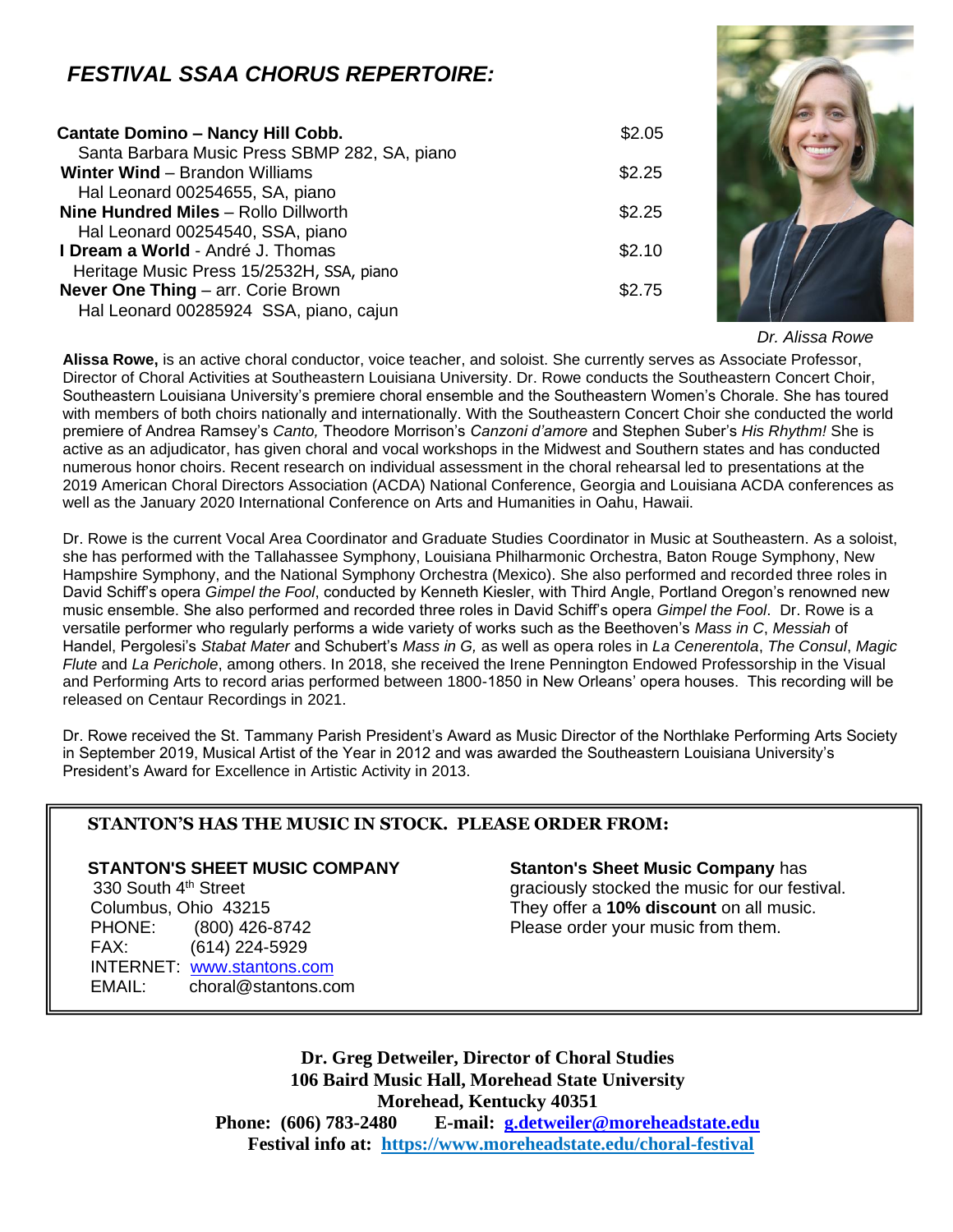## *FESTIVAL SSAA CHORUS REPERTOIRE:*

| | |
|---|---|
| **Cantate Domino – Nancy Hill Cobb.**<br>Santa Barbara Music Press SBMP 282, SA, piano | $2.05 |
| **Winter Wind** – Brandon Williams<br>Hal Leonard 00254655, SA, piano | $2.25 |
| **Nine Hundred Miles** – Rollo Dillworth<br>Hal Leonard 00254540, SSA, piano | $2.25 |
| **I Dream a World** - André J. Thomas<br>Heritage Music Press 15/2532H, SSA, piano | $2.10 |
| **Never One Thing** – arr. Corie Brown<br>Hal Leonard 00285924 SSA, piano, cajun | $2.75 |

*Dr. Alissa Rowe*

**Alissa Rowe,** is an active choral conductor, voice teacher, and soloist. She currently serves as Associate Professor, Director of Choral Activities at Southeastern Louisiana University. Dr. Rowe conducts the Southeastern Concert Choir, Southeastern Louisiana University's premiere choral ensemble and the Southeastern Women's Chorale. She has toured with members of both choirs nationally and internationally. With the Southeastern Concert Choir she conducted the world premiere of Andrea Ramsey's *Canto,* Theodore Morrison's *Canzoni d'amore* and Stephen Suber's *His Rhythm!* She is active as an adjudicator, has given choral and vocal workshops in the Midwest and Southern states and has conducted numerous honor choirs. Recent research on individual assessment in the choral rehearsal led to presentations at the 2019 American Choral Directors Association (ACDA) National Conference, Georgia and Louisiana ACDA conferences as well as the January 2020 International Conference on Arts and Humanities in Oahu, Hawaii.

Dr. Rowe is the current Vocal Area Coordinator and Graduate Studies Coordinator in Music at Southeastern. As a soloist, she has performed with the Tallahassee Symphony, Louisiana Philharmonic Orchestra, Baton Rouge Symphony, New Hampshire Symphony, and the National Symphony Orchestra (Mexico). She also performed and recorded three roles in David Schiff's opera *Gimpel the Fool*, conducted by Kenneth Kiesler, with Third Angle, Portland Oregon's renowned new music ensemble. She also performed and recorded three roles in David Schiff's opera *Gimpel the Fool*. Dr. Rowe is a versatile performer who regularly performs a wide variety of works such as the Beethoven's *Mass in C*, *Messiah* of Handel, Pergolesi's *Stabat Mater* and Schubert's *Mass in G,* as well as opera roles in *La Cenerentola*, *The Consul*, *Magic Flute* and *La Perichole*, among others. In 2018, she received the Irene Pennington Endowed Professorship in the Visual and Performing Arts to record arias performed between 1800-1850 in New Orleans' opera houses. This recording will be released on Centaur Recordings in 2021.

Dr. Rowe received the St. Tammany Parish President's Award as Music Director of the Northlake Performing Arts Society in September 2019, Musical Artist of the Year in 2012 and was awarded the Southeastern Louisiana University's President's Award for Excellence in Artistic Activity in 2013.

**STANTON'S HAS THE MUSIC IN STOCK. PLEASE ORDER FROM:**

**STANTON'S SHEET MUSIC COMPANY**
330 South 4th Street
Columbus, Ohio 43215
PHONE: (800) 426-8742
FAX: (614) 224-5929
INTERNET: www.stantons.com
EMAIL: choral@stantons.com

**Stanton's Sheet Music Company** has graciously stocked the music for our festival. They offer a **10% discount** on all music. Please order your music from them.

**Dr. Greg Detweiler, Director of Choral Studies**
**106 Baird Music Hall, Morehead State University**
**Morehead, Kentucky 40351**
**Phone: (606) 783-2480 E-mail: g.detweiler@moreheadstate.edu**
**Festival info at: https://www.moreheadstate.edu/choral-festival**